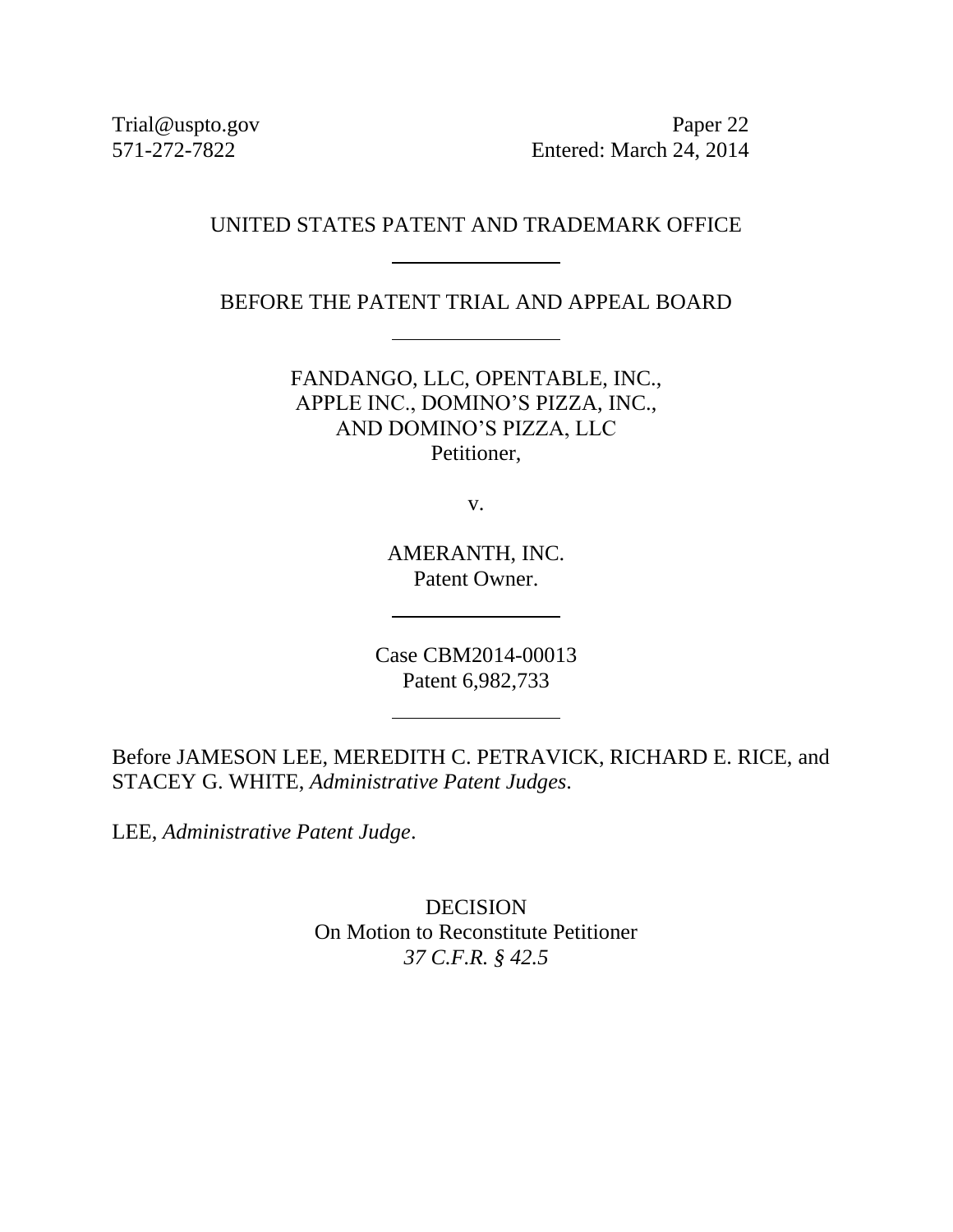Trial@uspto.gov
571-272-7822

Paper 22
Entered: March 24, 2014

UNITED STATES PATENT AND TRADEMARK OFFICE

BEFORE THE PATENT TRIAL AND APPEAL BOARD

FANDANGO, LLC, OPENTABLE, INC.,
APPLE INC., DOMINO'S PIZZA, INC.,
AND DOMINO'S PIZZA, LLC
Petitioner,

v.

AMERANTH, INC.
Patent Owner.

Case CBM2014-00013
Patent 6,982,733

Before JAMESON LEE, MEREDITH C. PETRAVICK, RICHARD E. RICE, and STACEY G. WHITE, *Administrative Patent Judges*.

LEE, *Administrative Patent Judge*.

DECISION
On Motion to Reconstitute Petitioner
*37 C.F.R. § 42.5*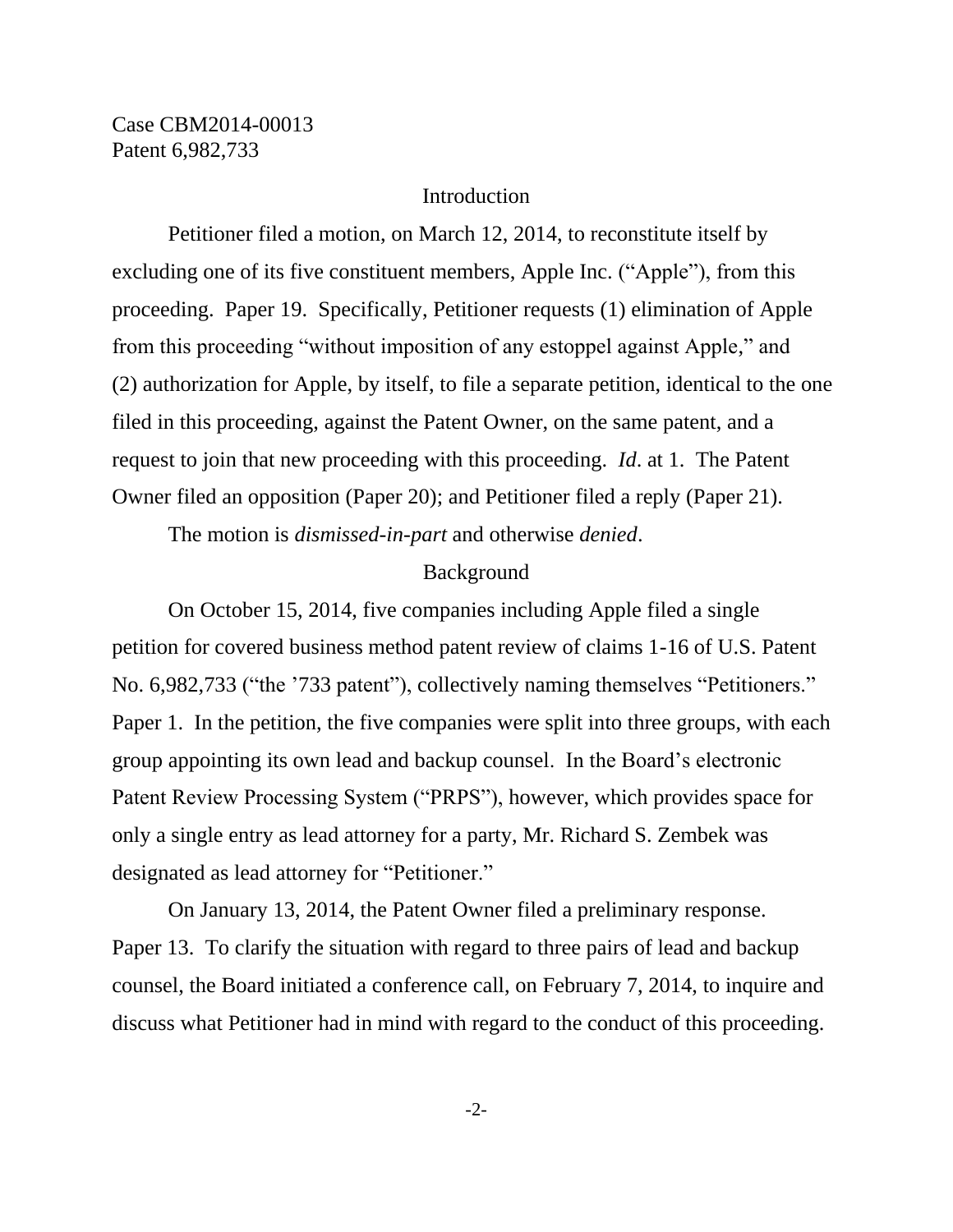Case CBM2014-00013
Patent 6,982,733

## Introduction

Petitioner filed a motion, on March 12, 2014, to reconstitute itself by excluding one of its five constituent members, Apple Inc. ("Apple"), from this proceeding. Paper 19. Specifically, Petitioner requests (1) elimination of Apple from this proceeding "without imposition of any estoppel against Apple," and (2) authorization for Apple, by itself, to file a separate petition, identical to the one filed in this proceeding, against the Patent Owner, on the same patent, and a request to join that new proceeding with this proceeding. *Id*. at 1. The Patent Owner filed an opposition (Paper 20); and Petitioner filed a reply (Paper 21).

The motion is *dismissed-in-part* and otherwise *denied*.

## Background

On October 15, 2014, five companies including Apple filed a single petition for covered business method patent review of claims 1-16 of U.S. Patent No. 6,982,733 ("the '733 patent"), collectively naming themselves "Petitioners." Paper 1. In the petition, the five companies were split into three groups, with each group appointing its own lead and backup counsel. In the Board's electronic Patent Review Processing System ("PRPS"), however, which provides space for only a single entry as lead attorney for a party, Mr. Richard S. Zembek was designated as lead attorney for "Petitioner."

On January 13, 2014, the Patent Owner filed a preliminary response. Paper 13. To clarify the situation with regard to three pairs of lead and backup counsel, the Board initiated a conference call, on February 7, 2014, to inquire and discuss what Petitioner had in mind with regard to the conduct of this proceeding.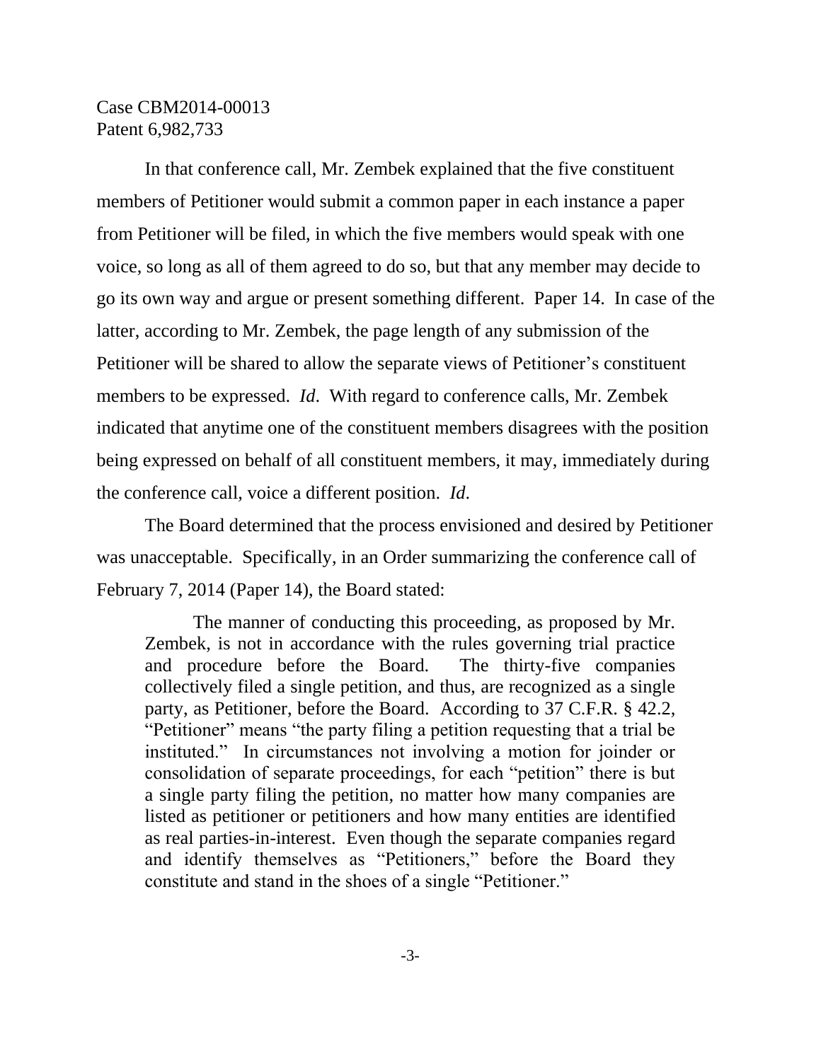In that conference call, Mr. Zembek explained that the five constituent members of Petitioner would submit a common paper in each instance a paper from Petitioner will be filed, in which the five members would speak with one voice, so long as all of them agreed to do so, but that any member may decide to go its own way and argue or present something different. Paper 14. In case of the latter, according to Mr. Zembek, the page length of any submission of the Petitioner will be shared to allow the separate views of Petitioner's constituent members to be expressed. *Id*. With regard to conference calls, Mr. Zembek indicated that anytime one of the constituent members disagrees with the position being expressed on behalf of all constituent members, it may, immediately during the conference call, voice a different position. *Id*.

The Board determined that the process envisioned and desired by Petitioner was unacceptable. Specifically, in an Order summarizing the conference call of February 7, 2014 (Paper 14), the Board stated:

> The manner of conducting this proceeding, as proposed by Mr. Zembek, is not in accordance with the rules governing trial practice and procedure before the Board. The thirty-five companies collectively filed a single petition, and thus, are recognized as a single party, as Petitioner, before the Board. According to 37 C.F.R. § 42.2, "Petitioner" means "the party filing a petition requesting that a trial be instituted." In circumstances not involving a motion for joinder or consolidation of separate proceedings, for each "petition" there is but a single party filing the petition, no matter how many companies are listed as petitioner or petitioners and how many entities are identified as real parties-in-interest. Even though the separate companies regard and identify themselves as "Petitioners," before the Board they constitute and stand in the shoes of a single "Petitioner."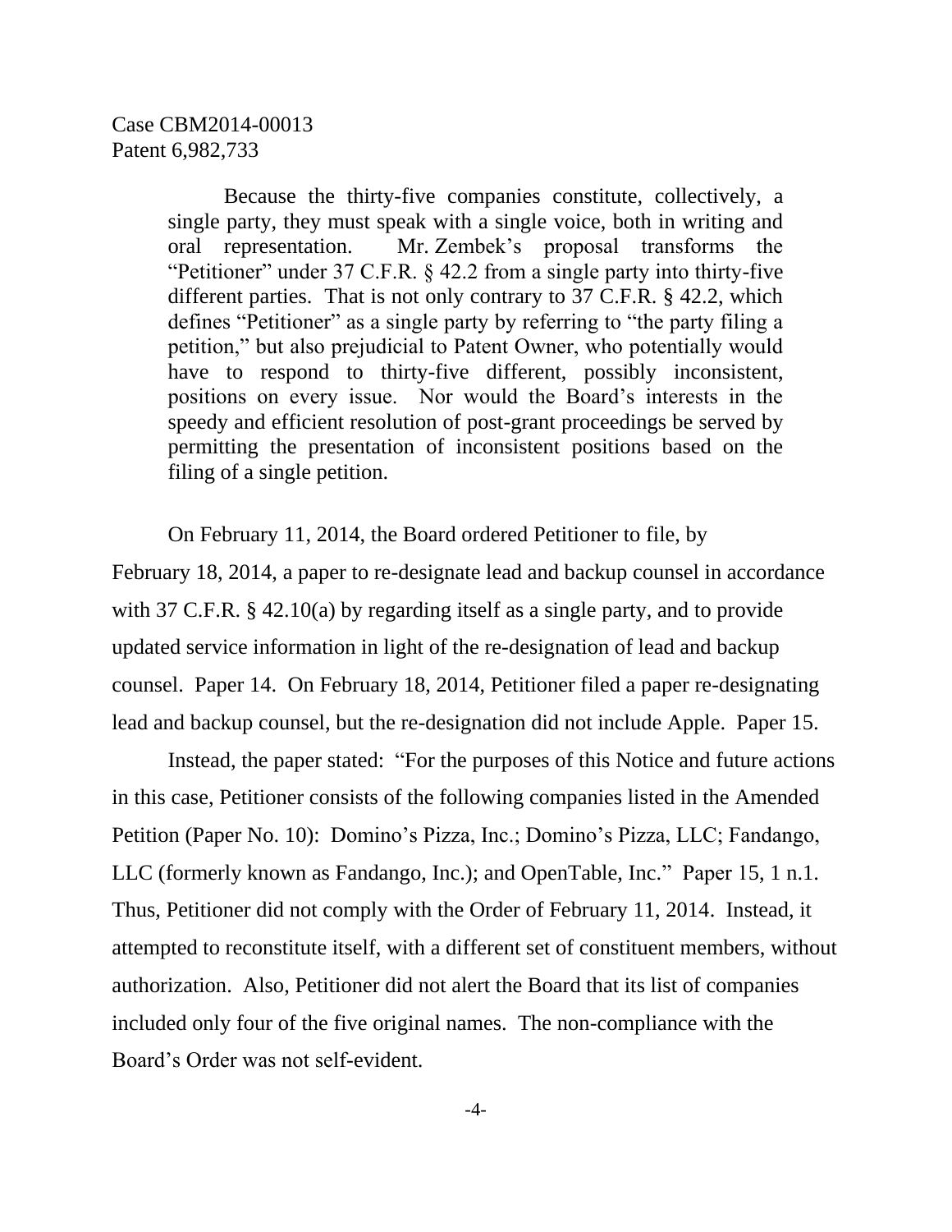> Because the thirty-five companies constitute, collectively, a single party, they must speak with a single voice, both in writing and oral representation. Mr. Zembek's proposal transforms the "Petitioner" under 37 C.F.R. § 42.2 from a single party into thirty-five different parties. That is not only contrary to 37 C.F.R. § 42.2, which defines "Petitioner" as a single party by referring to "the party filing a petition," but also prejudicial to Patent Owner, who potentially would have to respond to thirty-five different, possibly inconsistent, positions on every issue. Nor would the Board's interests in the speedy and efficient resolution of post-grant proceedings be served by permitting the presentation of inconsistent positions based on the filing of a single petition.

On February 11, 2014, the Board ordered Petitioner to file, by February 18, 2014, a paper to re-designate lead and backup counsel in accordance with 37 C.F.R. § 42.10(a) by regarding itself as a single party, and to provide updated service information in light of the re-designation of lead and backup counsel. Paper 14. On February 18, 2014, Petitioner filed a paper re-designating lead and backup counsel, but the re-designation did not include Apple. Paper 15.

Instead, the paper stated: "For the purposes of this Notice and future actions in this case, Petitioner consists of the following companies listed in the Amended Petition (Paper No. 10): Domino's Pizza, Inc.; Domino's Pizza, LLC; Fandango, LLC (formerly known as Fandango, Inc.); and OpenTable, Inc." Paper 15, 1 n.1. Thus, Petitioner did not comply with the Order of February 11, 2014. Instead, it attempted to reconstitute itself, with a different set of constituent members, without authorization. Also, Petitioner did not alert the Board that its list of companies included only four of the five original names. The non-compliance with the Board's Order was not self-evident.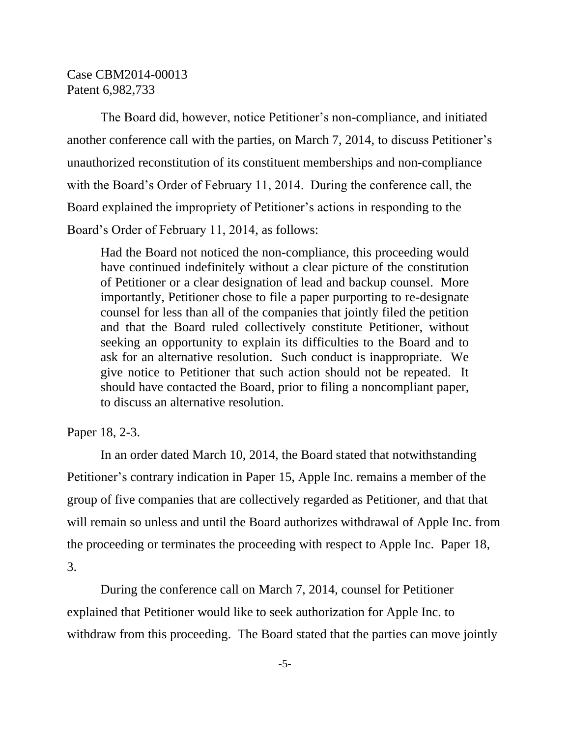The Board did, however, notice Petitioner's non-compliance, and initiated another conference call with the parties, on March 7, 2014, to discuss Petitioner's unauthorized reconstitution of its constituent memberships and non-compliance with the Board's Order of February 11, 2014. During the conference call, the Board explained the impropriety of Petitioner's actions in responding to the Board's Order of February 11, 2014, as follows:

> Had the Board not noticed the non-compliance, this proceeding would have continued indefinitely without a clear picture of the constitution of Petitioner or a clear designation of lead and backup counsel. More importantly, Petitioner chose to file a paper purporting to re-designate counsel for less than all of the companies that jointly filed the petition and that the Board ruled collectively constitute Petitioner, without seeking an opportunity to explain its difficulties to the Board and to ask for an alternative resolution. Such conduct is inappropriate. We give notice to Petitioner that such action should not be repeated. It should have contacted the Board, prior to filing a noncompliant paper, to discuss an alternative resolution.

Paper 18, 2-3.

In an order dated March 10, 2014, the Board stated that notwithstanding Petitioner's contrary indication in Paper 15, Apple Inc. remains a member of the group of five companies that are collectively regarded as Petitioner, and that that will remain so unless and until the Board authorizes withdrawal of Apple Inc. from the proceeding or terminates the proceeding with respect to Apple Inc. Paper 18, 3.

During the conference call on March 7, 2014, counsel for Petitioner explained that Petitioner would like to seek authorization for Apple Inc. to withdraw from this proceeding. The Board stated that the parties can move jointly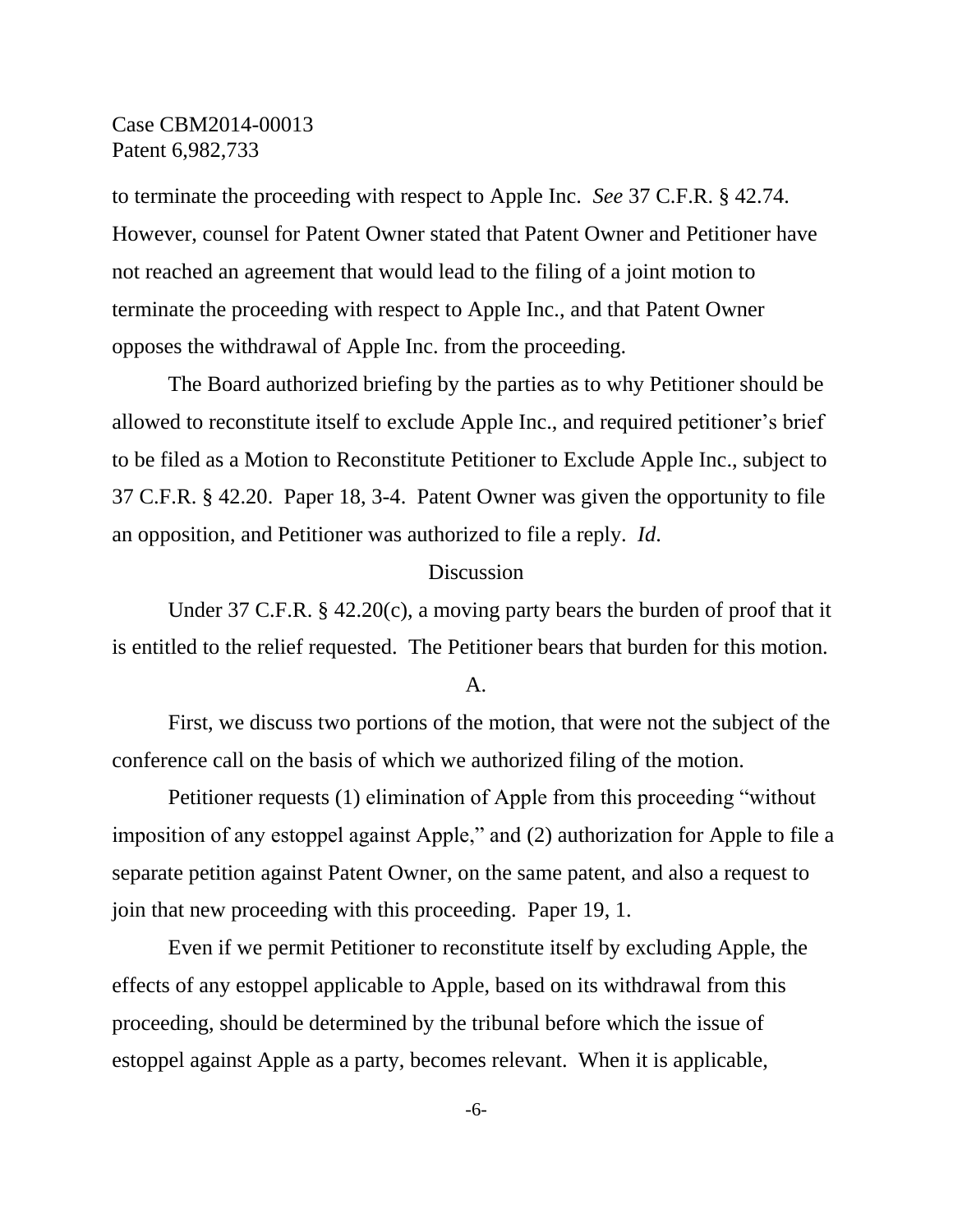to terminate the proceeding with respect to Apple Inc. *See* 37 C.F.R. § 42.74. However, counsel for Patent Owner stated that Patent Owner and Petitioner have not reached an agreement that would lead to the filing of a joint motion to terminate the proceeding with respect to Apple Inc., and that Patent Owner opposes the withdrawal of Apple Inc. from the proceeding.

The Board authorized briefing by the parties as to why Petitioner should be allowed to reconstitute itself to exclude Apple Inc., and required petitioner's brief to be filed as a Motion to Reconstitute Petitioner to Exclude Apple Inc., subject to 37 C.F.R. § 42.20. Paper 18, 3-4. Patent Owner was given the opportunity to file an opposition, and Petitioner was authorized to file a reply. *Id*.

Discussion

Under 37 C.F.R. § 42.20(c), a moving party bears the burden of proof that it is entitled to the relief requested. The Petitioner bears that burden for this motion.

A.

First, we discuss two portions of the motion, that were not the subject of the conference call on the basis of which we authorized filing of the motion.

Petitioner requests (1) elimination of Apple from this proceeding "without imposition of any estoppel against Apple," and (2) authorization for Apple to file a separate petition against Patent Owner, on the same patent, and also a request to join that new proceeding with this proceeding. Paper 19, 1.

Even if we permit Petitioner to reconstitute itself by excluding Apple, the effects of any estoppel applicable to Apple, based on its withdrawal from this proceeding, should be determined by the tribunal before which the issue of estoppel against Apple as a party, becomes relevant. When it is applicable,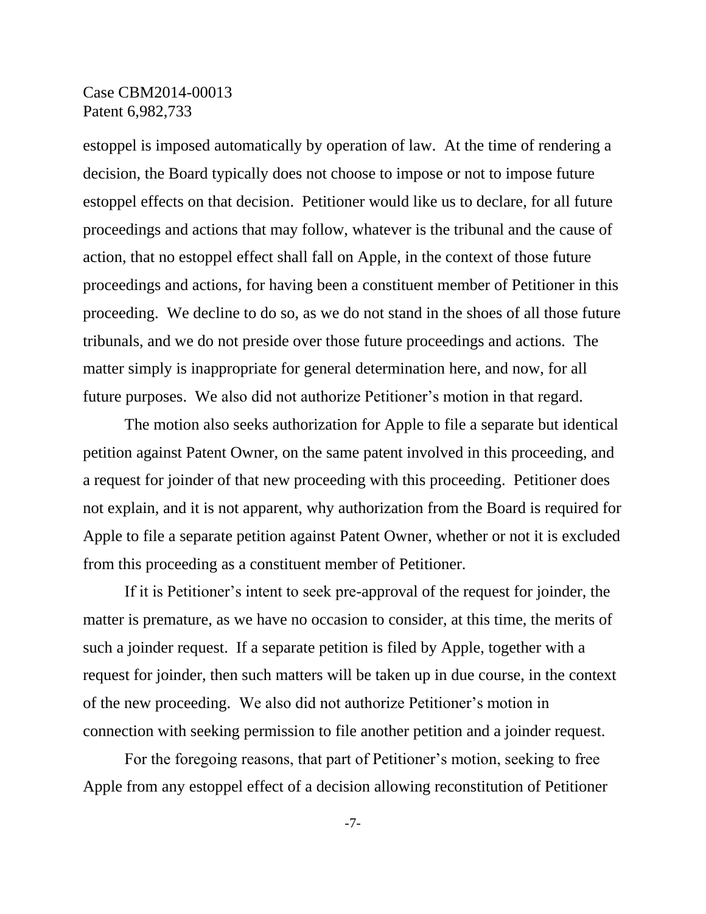estoppel is imposed automatically by operation of law. At the time of rendering a decision, the Board typically does not choose to impose or not to impose future estoppel effects on that decision. Petitioner would like us to declare, for all future proceedings and actions that may follow, whatever is the tribunal and the cause of action, that no estoppel effect shall fall on Apple, in the context of those future proceedings and actions, for having been a constituent member of Petitioner in this proceeding. We decline to do so, as we do not stand in the shoes of all those future tribunals, and we do not preside over those future proceedings and actions. The matter simply is inappropriate for general determination here, and now, for all future purposes. We also did not authorize Petitioner's motion in that regard.

The motion also seeks authorization for Apple to file a separate but identical petition against Patent Owner, on the same patent involved in this proceeding, and a request for joinder of that new proceeding with this proceeding. Petitioner does not explain, and it is not apparent, why authorization from the Board is required for Apple to file a separate petition against Patent Owner, whether or not it is excluded from this proceeding as a constituent member of Petitioner.

If it is Petitioner's intent to seek pre-approval of the request for joinder, the matter is premature, as we have no occasion to consider, at this time, the merits of such a joinder request. If a separate petition is filed by Apple, together with a request for joinder, then such matters will be taken up in due course, in the context of the new proceeding. We also did not authorize Petitioner's motion in connection with seeking permission to file another petition and a joinder request.

For the foregoing reasons, that part of Petitioner's motion, seeking to free Apple from any estoppel effect of a decision allowing reconstitution of Petitioner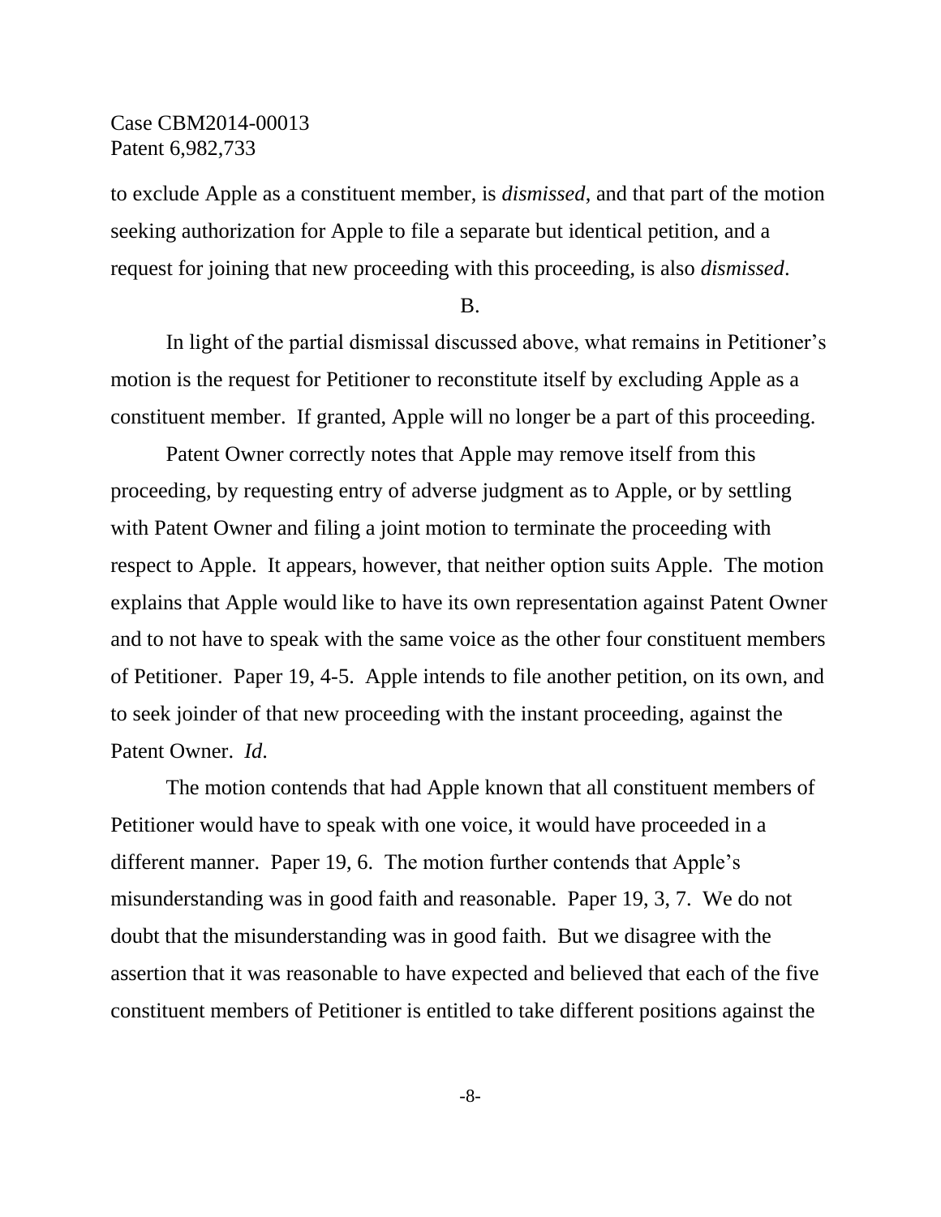to exclude Apple as a constituent member, is *dismissed*, and that part of the motion seeking authorization for Apple to file a separate but identical petition, and a request for joining that new proceeding with this proceeding, is also *dismissed*.

B.

In light of the partial dismissal discussed above, what remains in Petitioner's motion is the request for Petitioner to reconstitute itself by excluding Apple as a constituent member. If granted, Apple will no longer be a part of this proceeding.

Patent Owner correctly notes that Apple may remove itself from this proceeding, by requesting entry of adverse judgment as to Apple, or by settling with Patent Owner and filing a joint motion to terminate the proceeding with respect to Apple. It appears, however, that neither option suits Apple. The motion explains that Apple would like to have its own representation against Patent Owner and to not have to speak with the same voice as the other four constituent members of Petitioner. Paper 19, 4-5. Apple intends to file another petition, on its own, and to seek joinder of that new proceeding with the instant proceeding, against the Patent Owner. *Id.*

The motion contends that had Apple known that all constituent members of Petitioner would have to speak with one voice, it would have proceeded in a different manner. Paper 19, 6. The motion further contends that Apple's misunderstanding was in good faith and reasonable. Paper 19, 3, 7. We do not doubt that the misunderstanding was in good faith. But we disagree with the assertion that it was reasonable to have expected and believed that each of the five constituent members of Petitioner is entitled to take different positions against the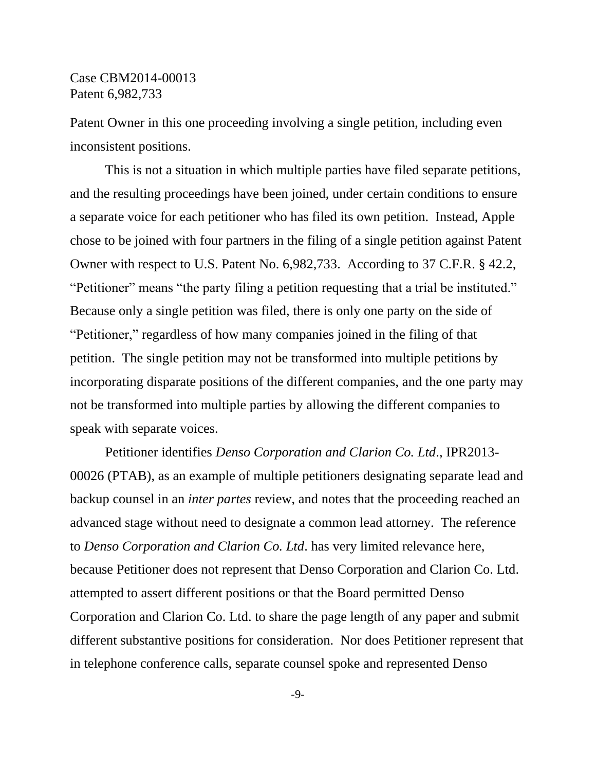Patent Owner in this one proceeding involving a single petition, including even inconsistent positions.

This is not a situation in which multiple parties have filed separate petitions, and the resulting proceedings have been joined, under certain conditions to ensure a separate voice for each petitioner who has filed its own petition. Instead, Apple chose to be joined with four partners in the filing of a single petition against Patent Owner with respect to U.S. Patent No. 6,982,733. According to 37 C.F.R. § 42.2, "Petitioner" means "the party filing a petition requesting that a trial be instituted." Because only a single petition was filed, there is only one party on the side of "Petitioner," regardless of how many companies joined in the filing of that petition. The single petition may not be transformed into multiple petitions by incorporating disparate positions of the different companies, and the one party may not be transformed into multiple parties by allowing the different companies to speak with separate voices.

Petitioner identifies *Denso Corporation and Clarion Co. Ltd*., IPR2013-00026 (PTAB), as an example of multiple petitioners designating separate lead and backup counsel in an *inter partes* review, and notes that the proceeding reached an advanced stage without need to designate a common lead attorney. The reference to *Denso Corporation and Clarion Co. Ltd*. has very limited relevance here, because Petitioner does not represent that Denso Corporation and Clarion Co. Ltd. attempted to assert different positions or that the Board permitted Denso Corporation and Clarion Co. Ltd. to share the page length of any paper and submit different substantive positions for consideration. Nor does Petitioner represent that in telephone conference calls, separate counsel spoke and represented Denso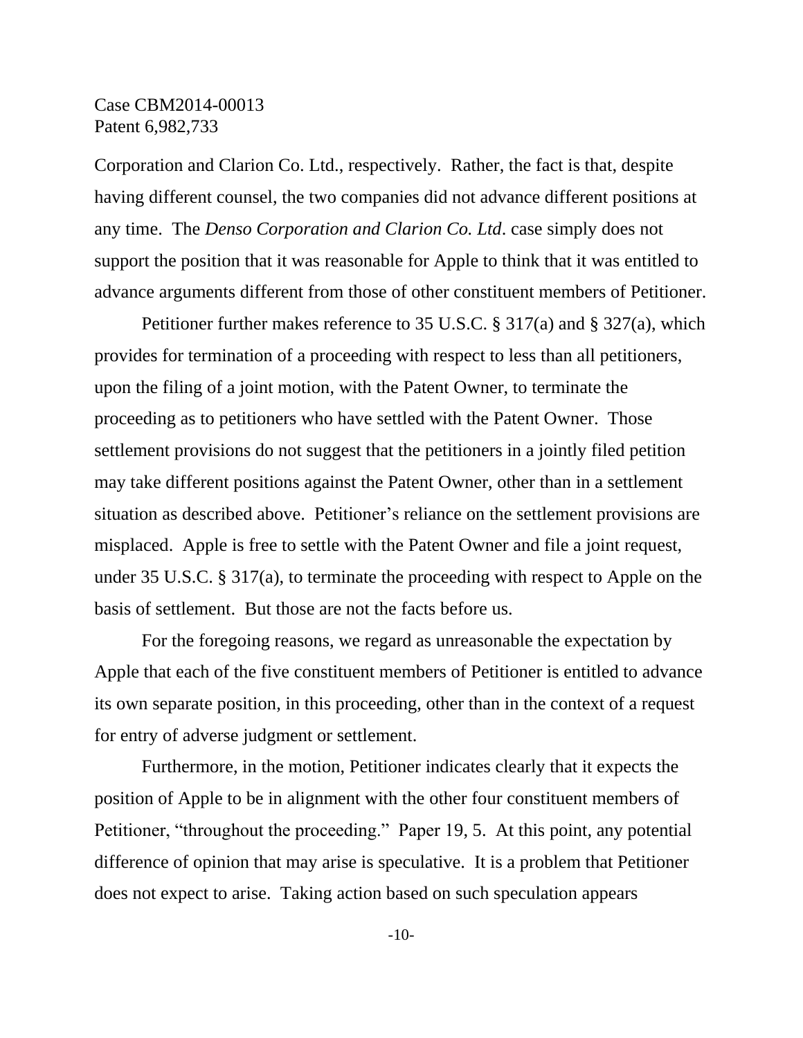Corporation and Clarion Co. Ltd., respectively. Rather, the fact is that, despite having different counsel, the two companies did not advance different positions at any time. The *Denso Corporation and Clarion Co. Ltd*. case simply does not support the position that it was reasonable for Apple to think that it was entitled to advance arguments different from those of other constituent members of Petitioner.

Petitioner further makes reference to 35 U.S.C. § 317(a) and § 327(a), which provides for termination of a proceeding with respect to less than all petitioners, upon the filing of a joint motion, with the Patent Owner, to terminate the proceeding as to petitioners who have settled with the Patent Owner. Those settlement provisions do not suggest that the petitioners in a jointly filed petition may take different positions against the Patent Owner, other than in a settlement situation as described above. Petitioner's reliance on the settlement provisions are misplaced. Apple is free to settle with the Patent Owner and file a joint request, under 35 U.S.C. § 317(a), to terminate the proceeding with respect to Apple on the basis of settlement. But those are not the facts before us.

For the foregoing reasons, we regard as unreasonable the expectation by Apple that each of the five constituent members of Petitioner is entitled to advance its own separate position, in this proceeding, other than in the context of a request for entry of adverse judgment or settlement.

Furthermore, in the motion, Petitioner indicates clearly that it expects the position of Apple to be in alignment with the other four constituent members of Petitioner, "throughout the proceeding." Paper 19, 5. At this point, any potential difference of opinion that may arise is speculative. It is a problem that Petitioner does not expect to arise. Taking action based on such speculation appears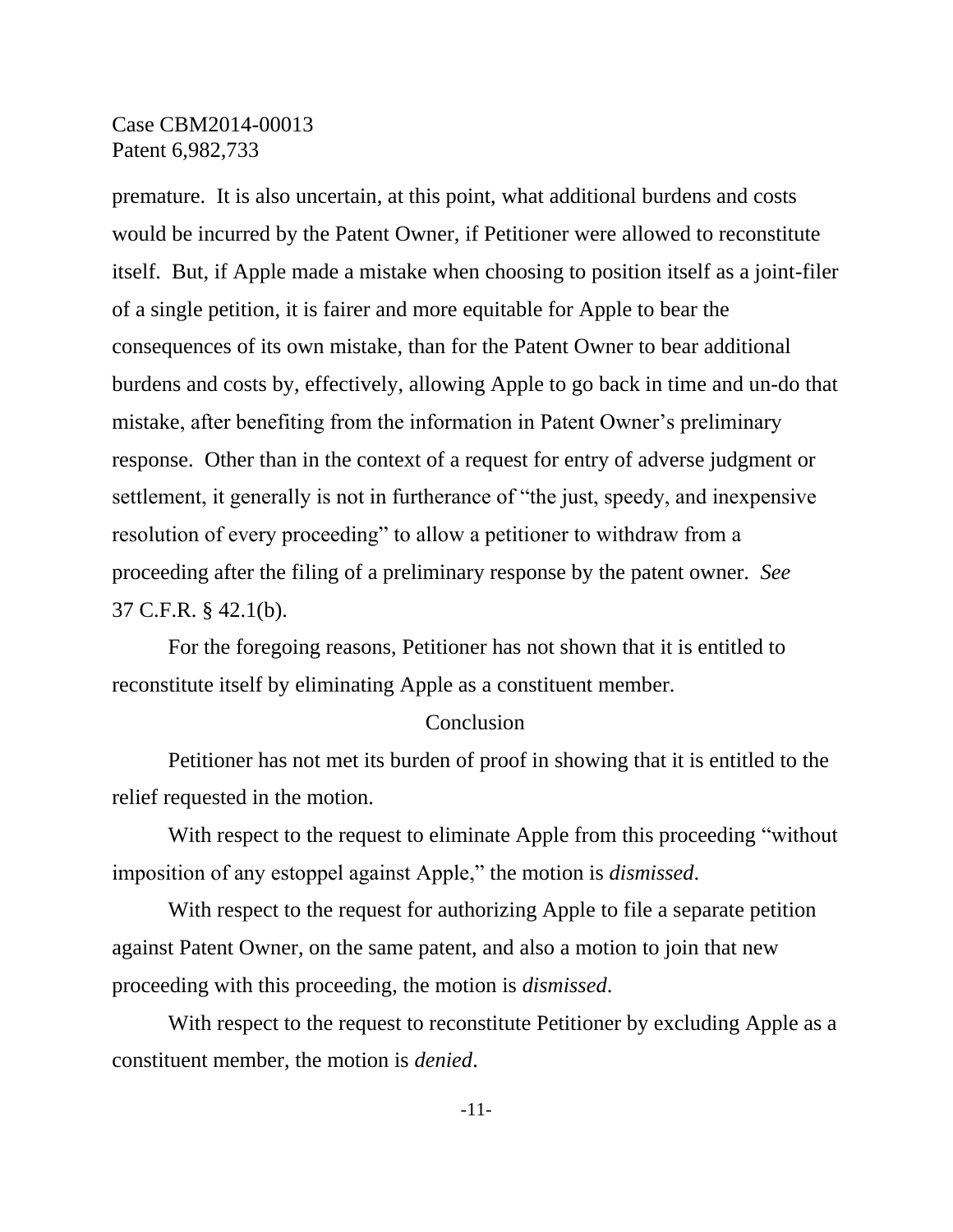premature. It is also uncertain, at this point, what additional burdens and costs would be incurred by the Patent Owner, if Petitioner were allowed to reconstitute itself. But, if Apple made a mistake when choosing to position itself as a joint-filer of a single petition, it is fairer and more equitable for Apple to bear the consequences of its own mistake, than for the Patent Owner to bear additional burdens and costs by, effectively, allowing Apple to go back in time and un-do that mistake, after benefiting from the information in Patent Owner's preliminary response. Other than in the context of a request for entry of adverse judgment or settlement, it generally is not in furtherance of "the just, speedy, and inexpensive resolution of every proceeding" to allow a petitioner to withdraw from a proceeding after the filing of a preliminary response by the patent owner. *See* 37 C.F.R. § 42.1(b).

For the foregoing reasons, Petitioner has not shown that it is entitled to reconstitute itself by eliminating Apple as a constituent member.

Conclusion

Petitioner has not met its burden of proof in showing that it is entitled to the relief requested in the motion.

With respect to the request to eliminate Apple from this proceeding "without imposition of any estoppel against Apple," the motion is *dismissed*.

With respect to the request for authorizing Apple to file a separate petition against Patent Owner, on the same patent, and also a motion to join that new proceeding with this proceeding, the motion is *dismissed*.

With respect to the request to reconstitute Petitioner by excluding Apple as a constituent member, the motion is *denied*.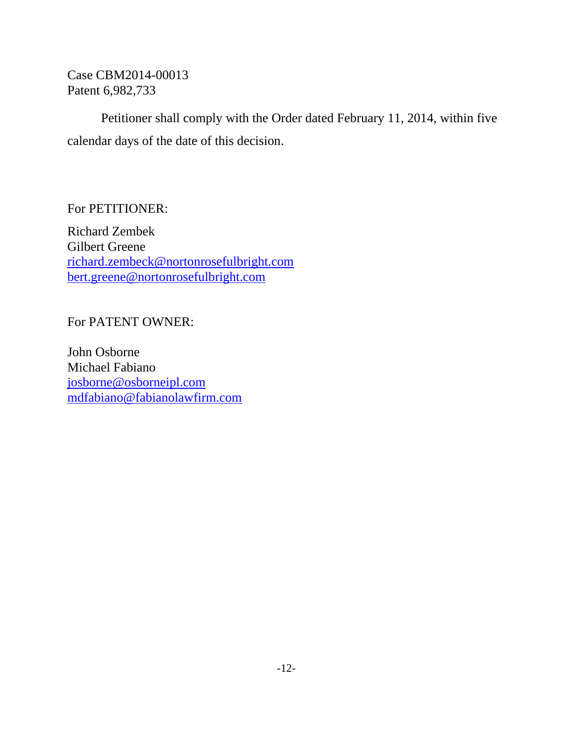Case CBM2014-00013
Patent 6,982,733

Petitioner shall comply with the Order dated February 11, 2014, within five calendar days of the date of this decision.

For PETITIONER:

Richard Zembek
Gilbert Greene
richard.zembeck@nortonrosefulbright.com
bert.greene@nortonrosefulbright.com

For PATENT OWNER:

John Osborne
Michael Fabiano
josborne@osborneipl.com
mdfabiano@fabianolawfirm.com